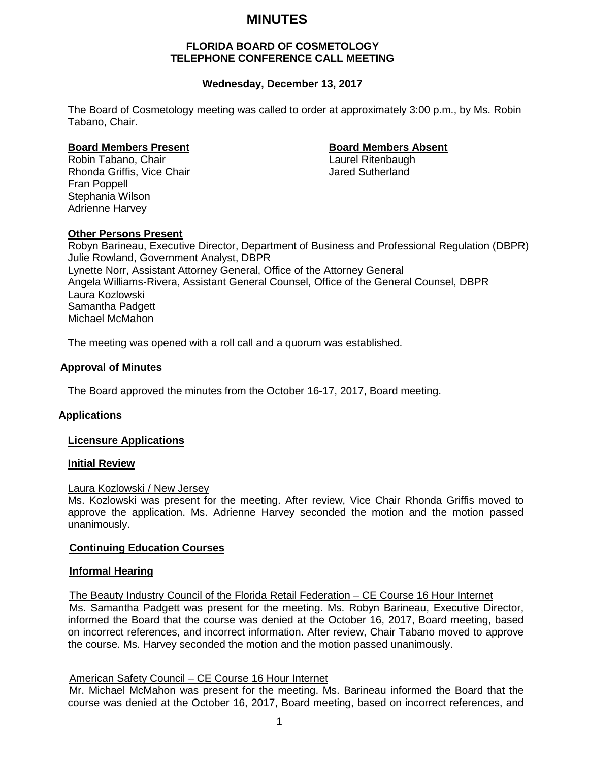# MINUTES

**FLORIDA BOARD OF COSMETOLOGY**
**TELEPHONE CONFERENCE CALL MEETING**

**Wednesday, December 13, 2017**

The Board of Cosmetology meeting was called to order at approximately 3:00 p.m., by Ms. Robin Tabano, Chair.

**Board Members Present**
Robin Tabano, Chair
Rhonda Griffis, Vice Chair
Fran Poppell
Stephania Wilson
Adrienne Harvey

**Board Members Absent**
Laurel Ritenbaugh
Jared Sutherland

**Other Persons Present**
Robyn Barineau, Executive Director, Department of Business and Professional Regulation (DBPR)
Julie Rowland, Government Analyst, DBPR
Lynette Norr, Assistant Attorney General, Office of the Attorney General
Angela Williams-Rivera, Assistant General Counsel, Office of the General Counsel, DBPR
Laura Kozlowski
Samantha Padgett
Michael McMahon

The meeting was opened with a roll call and a quorum was established.

## Approval of Minutes

The Board approved the minutes from the October 16-17, 2017, Board meeting.

## Applications

### Licensure Applications

#### Initial Review

Laura Kozlowski / New Jersey
Ms. Kozlowski was present for the meeting. After review, Vice Chair Rhonda Griffis moved to approve the application. Ms. Adrienne Harvey seconded the motion and the motion passed unanimously.

### Continuing Education Courses

#### Informal Hearing

The Beauty Industry Council of the Florida Retail Federation – CE Course 16 Hour Internet
Ms. Samantha Padgett was present for the meeting. Ms. Robyn Barineau, Executive Director, informed the Board that the course was denied at the October 16, 2017, Board meeting, based on incorrect references, and incorrect information. After review, Chair Tabano moved to approve the course. Ms. Harvey seconded the motion and the motion passed unanimously.

American Safety Council – CE Course 16 Hour Internet
Mr. Michael McMahon was present for the meeting. Ms. Barineau informed the Board that the course was denied at the October 16, 2017, Board meeting, based on incorrect references, and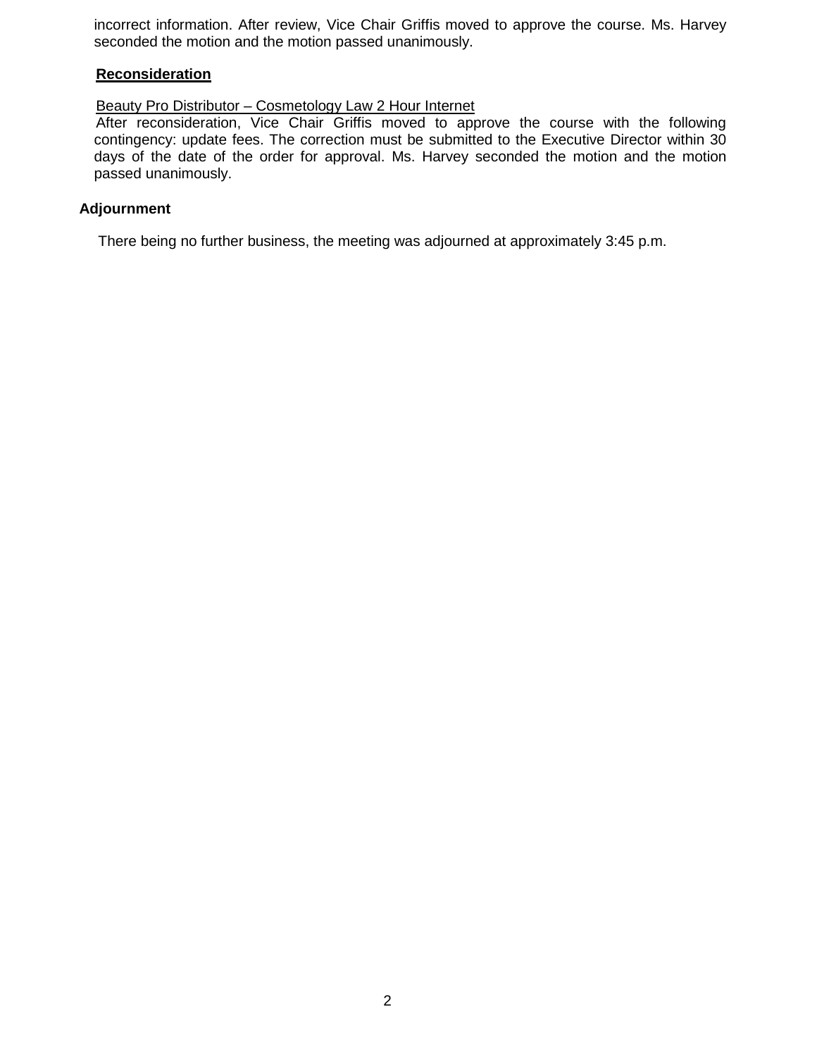incorrect information. After review, Vice Chair Griffis moved to approve the course. Ms. Harvey seconded the motion and the motion passed unanimously.

**Reconsideration**

Beauty Pro Distributor – Cosmetology Law 2 Hour Internet

After reconsideration, Vice Chair Griffis moved to approve the course with the following contingency: update fees. The correction must be submitted to the Executive Director within 30 days of the date of the order for approval. Ms. Harvey seconded the motion and the motion passed unanimously.

**Adjournment**

There being no further business, the meeting was adjourned at approximately 3:45 p.m.